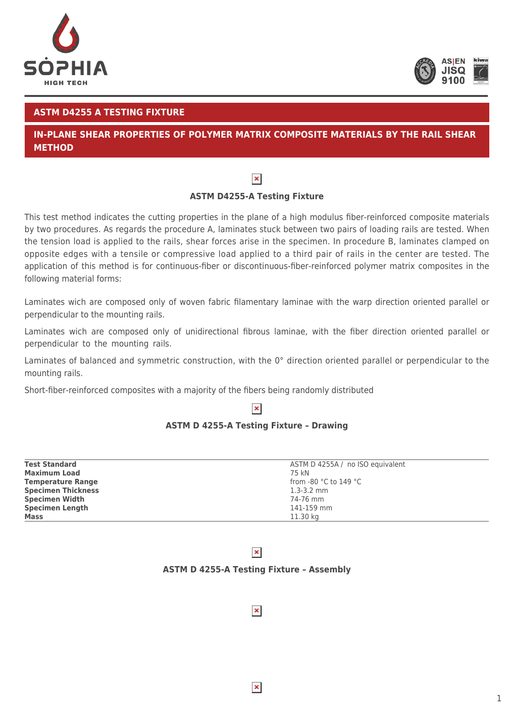## ASTM D4255 A TESTING FIXTURE

## IN-PLANE SHEAR PROPERTIES OF POLYMER MATRIX COMPOSITE MATERIALS BY THE RAIL SHEAR METHOD

**ASTM D4255-A Testing Fixture**

This test method indicates the cutting properties in the plane of a high modulus fiber-reinforced composite materials by two procedures. As regards the procedure A, laminates stuck between two pairs of loading rails are tested. When the tension load is applied to the rails, shear forces arise in the specimen. In procedure B, laminates clamped on opposite edges with a tensile or compressive load applied to a third pair of rails in the center are tested. The application of this method is for continuous-fiber or discontinuous-fiber-reinforced polymer matrix composites in the following material forms:

Laminates wich are composed only of woven fabric filamentary laminae with the warp direction oriented parallel or perpendicular to the mounting rails.

Laminates wich are composed only of unidirectional fibrous laminae, with the fiber direction oriented parallel or perpendicular to the mounting rails.

Laminates of balanced and symmetric construction, with the 0° direction oriented parallel or perpendicular to the mounting rails.

Short-fiber-reinforced composites with a majority of the fibers being randomly distributed

**ASTM D 4255-A Testing Fixture – Drawing**

| | |
|---|---|
| **Test Standard** | ASTM D 4255A / no ISO equivalent |
| **Maximum Load** | 75 kN |
| **Temperature Range** | from -80 °C to 149 °C |
| **Specimen Thickness** | 1.3-3.2 mm |
| **Specimen Width** | 74-76 mm |
| **Specimen Length** | 141-159 mm |
| **Mass** | 11.30 kg |

**ASTM D 4255-A Testing Fixture – Assembly**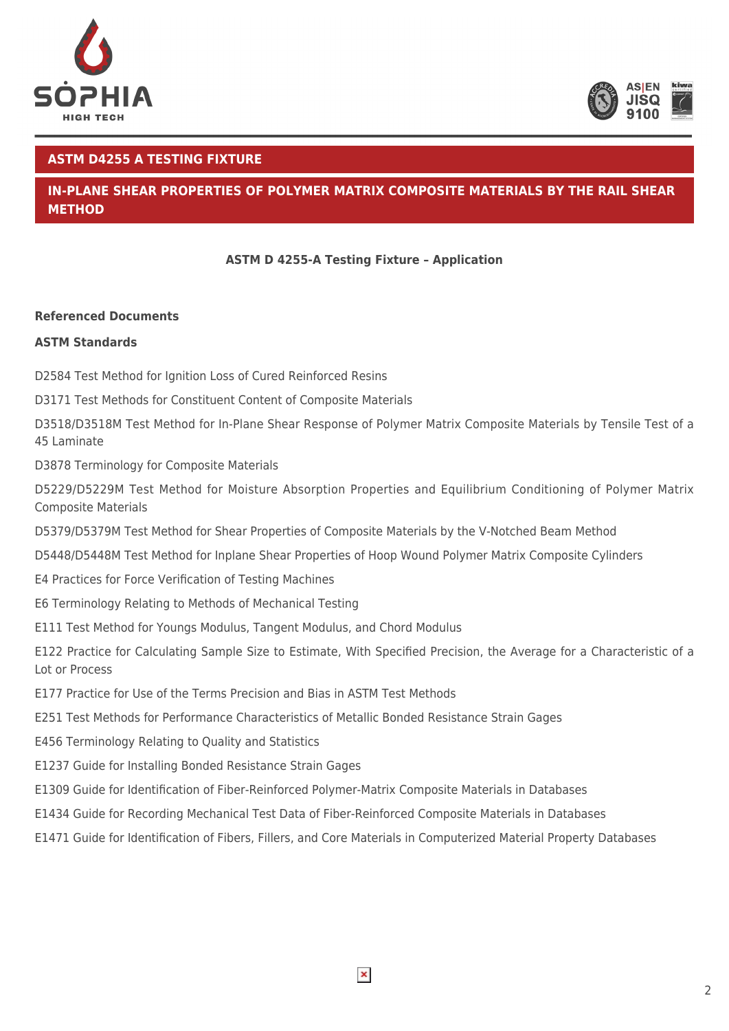## ASTM D4255 A TESTING FIXTURE

## IN-PLANE SHEAR PROPERTIES OF POLYMER MATRIX COMPOSITE MATERIALS BY THE RAIL SHEAR METHOD

**ASTM D 4255-A Testing Fixture – Application**

**Referenced Documents**

**ASTM Standards**

D2584 Test Method for Ignition Loss of Cured Reinforced Resins

D3171 Test Methods for Constituent Content of Composite Materials

D3518/D3518M Test Method for In-Plane Shear Response of Polymer Matrix Composite Materials by Tensile Test of a 45 Laminate

D3878 Terminology for Composite Materials

D5229/D5229M Test Method for Moisture Absorption Properties and Equilibrium Conditioning of Polymer Matrix Composite Materials

D5379/D5379M Test Method for Shear Properties of Composite Materials by the V-Notched Beam Method

D5448/D5448M Test Method for Inplane Shear Properties of Hoop Wound Polymer Matrix Composite Cylinders

E4 Practices for Force Verification of Testing Machines

E6 Terminology Relating to Methods of Mechanical Testing

E111 Test Method for Youngs Modulus, Tangent Modulus, and Chord Modulus

E122 Practice for Calculating Sample Size to Estimate, With Specified Precision, the Average for a Characteristic of a Lot or Process

E177 Practice for Use of the Terms Precision and Bias in ASTM Test Methods

E251 Test Methods for Performance Characteristics of Metallic Bonded Resistance Strain Gages

E456 Terminology Relating to Quality and Statistics

E1237 Guide for Installing Bonded Resistance Strain Gages

E1309 Guide for Identification of Fiber-Reinforced Polymer-Matrix Composite Materials in Databases

E1434 Guide for Recording Mechanical Test Data of Fiber-Reinforced Composite Materials in Databases

E1471 Guide for Identification of Fibers, Fillers, and Core Materials in Computerized Material Property Databases